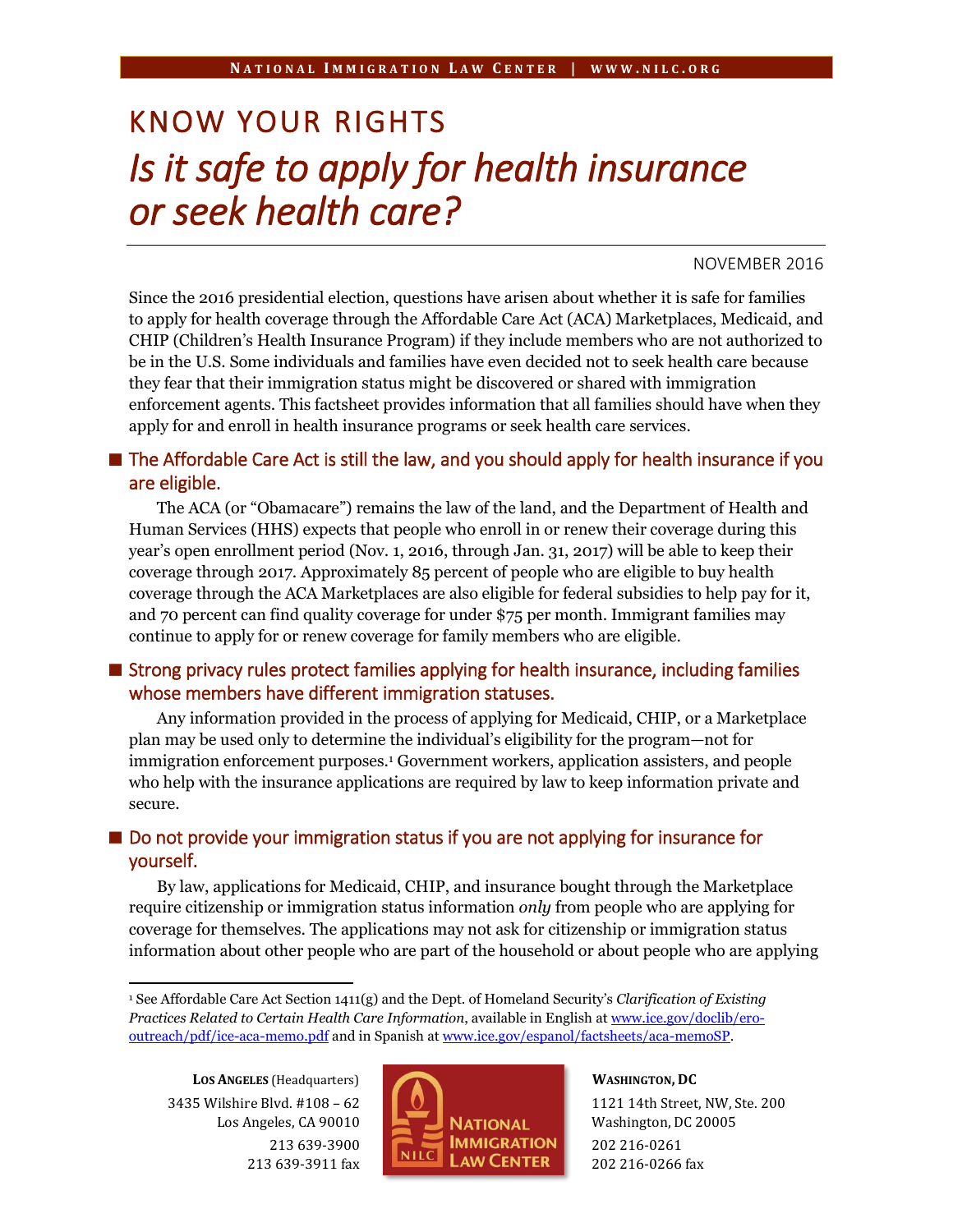# KNOW YOUR RIGHTS

# *Is it safe to apply for health insurance or seek health care?*

NOVEMBER 2016

Since the 2016 presidential election, questions have arisen about whether it is safe for families to apply for health coverage through the Affordable Care Act (ACA) Marketplaces, Medicaid, and CHIP (Children's Health Insurance Program) if they include members who are not authorized to be in the U.S. Some individuals and families have even decided not to seek health care because they fear that their immigration status might be discovered or shared with immigration enforcement agents. This factsheet provides information that all families should have when they apply for and enroll in health insurance programs or seek health care services.

## The Affordable Care Act is still the law, and you should apply for health insurance if you are eligible.

The ACA (or "Obamacare") remains the law of the land, and the Department of Health and Human Services (HHS) expects that people who enroll in or renew their coverage during this year's open enrollment period (Nov. 1, 2016, through Jan. 31, 2017) will be able to keep their coverage through 2017. Approximately 85 percent of people who are eligible to buy health coverage through the ACA Marketplaces are also eligible for federal subsidies to help pay for it, and 70 percent can find quality coverage for under $75 per month. Immigrant families may continue to apply for or renew coverage for family members who are eligible.

## Strong privacy rules protect families applying for health insurance, including families whose members have different immigration statuses.

Any information provided in the process of applying for Medicaid, CHIP, or a Marketplace plan may be used only to determine the individual's eligibility for the program—not for immigration enforcement purposes.[1] Government workers, application assisters, and people who help with the insurance applications are required by law to keep information private and secure.

## Do not provide your immigration status if you are not applying for insurance for yourself.

By law, applications for Medicaid, CHIP, and insurance bought through the Marketplace require citizenship or immigration status information *only* from people who are applying for coverage for themselves. The applications may not ask for citizenship or immigration status information about other people who are part of the household or about people who are applying

---

[1] See Affordable Care Act Section 1411(g) and the Dept. of Homeland Security's *Clarification of Existing Practices Related to Certain Health Care Information*, available in English at www.ice.gov/doclib/ero-outreach/pdf/ice-aca-memo.pdf and in Spanish at www.ice.gov/espanol/factsheets/aca-memoSP.

**LOS ANGELES** (Headquarters)
3435 Wilshire Blvd. #108 – 62
Los Angeles, CA 90010
213 639-3900
213 639-3911 fax

**WASHINGTON, DC**
1121 14th Street, NW, Ste. 200
Washington, DC 20005
202 216-0261
202 216-0266 fax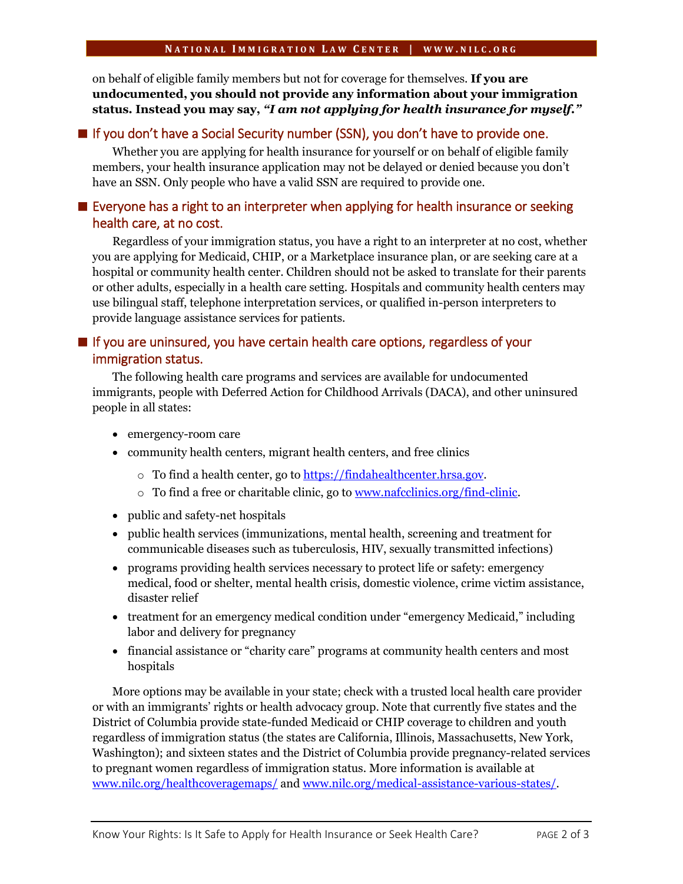on behalf of eligible family members but not for coverage for themselves. **If you are undocumented, you should not provide any information about your immigration status. Instead you may say, *"I am not applying for health insurance for myself."***

## If you don't have a Social Security number (SSN), you don't have to provide one.

Whether you are applying for health insurance for yourself or on behalf of eligible family members, your health insurance application may not be delayed or denied because you don't have an SSN. Only people who have a valid SSN are required to provide one.

## Everyone has a right to an interpreter when applying for health insurance or seeking health care, at no cost.

Regardless of your immigration status, you have a right to an interpreter at no cost, whether you are applying for Medicaid, CHIP, or a Marketplace insurance plan, or are seeking care at a hospital or community health center. Children should not be asked to translate for their parents or other adults, especially in a health care setting. Hospitals and community health centers may use bilingual staff, telephone interpretation services, or qualified in-person interpreters to provide language assistance services for patients.

## If you are uninsured, you have certain health care options, regardless of your immigration status.

The following health care programs and services are available for undocumented immigrants, people with Deferred Action for Childhood Arrivals (DACA), and other uninsured people in all states:

- emergency-room care
- community health centers, migrant health centers, and free clinics
  - To find a health center, go to https://findahealthcenter.hrsa.gov.
  - To find a free or charitable clinic, go to www.nafcclinics.org/find-clinic.
- public and safety-net hospitals
- public health services (immunizations, mental health, screening and treatment for communicable diseases such as tuberculosis, HIV, sexually transmitted infections)
- programs providing health services necessary to protect life or safety: emergency medical, food or shelter, mental health crisis, domestic violence, crime victim assistance, disaster relief
- treatment for an emergency medical condition under "emergency Medicaid," including labor and delivery for pregnancy
- financial assistance or "charity care" programs at community health centers and most hospitals

More options may be available in your state; check with a trusted local health care provider or with an immigrants' rights or health advocacy group. Note that currently five states and the District of Columbia provide state-funded Medicaid or CHIP coverage to children and youth regardless of immigration status (the states are California, Illinois, Massachusetts, New York, Washington); and sixteen states and the District of Columbia provide pregnancy-related services to pregnant women regardless of immigration status. More information is available at www.nilc.org/healthcoveragemaps/ and www.nilc.org/medical-assistance-various-states/.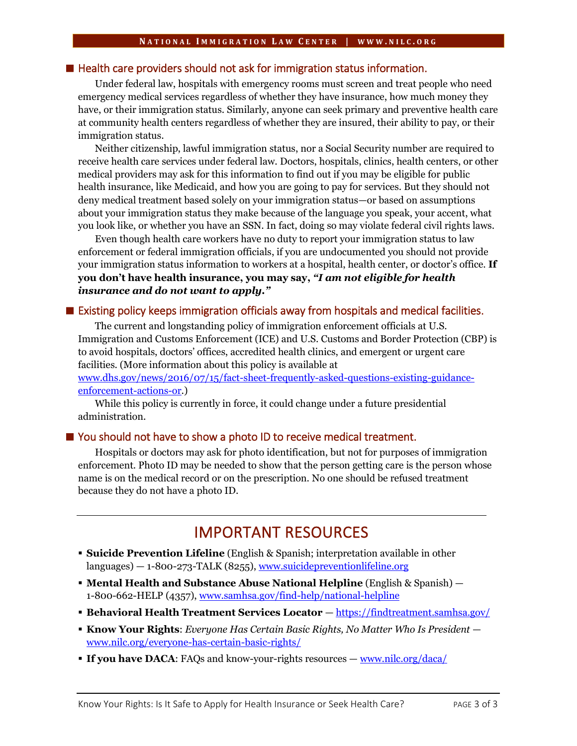## Health care providers should not ask for immigration status information.

Under federal law, hospitals with emergency rooms must screen and treat people who need emergency medical services regardless of whether they have insurance, how much money they have, or their immigration status. Similarly, anyone can seek primary and preventive health care at community health centers regardless of whether they are insured, their ability to pay, or their immigration status.

Neither citizenship, lawful immigration status, nor a Social Security number are required to receive health care services under federal law. Doctors, hospitals, clinics, health centers, or other medical providers may ask for this information to find out if you may be eligible for public health insurance, like Medicaid, and how you are going to pay for services. But they should not deny medical treatment based solely on your immigration status—or based on assumptions about your immigration status they make because of the language you speak, your accent, what you look like, or whether you have an SSN. In fact, doing so may violate federal civil rights laws.

Even though health care workers have no duty to report your immigration status to law enforcement or federal immigration officials, if you are undocumented you should not provide your immigration status information to workers at a hospital, health center, or doctor's office. **If you don't have health insurance, you may say, *"I am not eligible for health insurance and do not want to apply."***

## Existing policy keeps immigration officials away from hospitals and medical facilities.

The current and longstanding policy of immigration enforcement officials at U.S. Immigration and Customs Enforcement (ICE) and U.S. Customs and Border Protection (CBP) is to avoid hospitals, doctors' offices, accredited health clinics, and emergent or urgent care facilities. (More information about this policy is available at [www.dhs.gov/news/2016/07/15/fact-sheet-frequently-asked-questions-existing-guidance-enforcement-actions-or](www.dhs.gov/news/2016/07/15/fact-sheet-frequently-asked-questions-existing-guidance-enforcement-actions-or).)

While this policy is currently in force, it could change under a future presidential administration.

## You should not have to show a photo ID to receive medical treatment.

Hospitals or doctors may ask for photo identification, but not for purposes of immigration enforcement. Photo ID may be needed to show that the person getting care is the person whose name is on the medical record or on the prescription. No one should be refused treatment because they do not have a photo ID.

---

# IMPORTANT RESOURCES

- **Suicide Prevention Lifeline** (English & Spanish; interpretation available in other languages) — 1-800-273-TALK (8255), [www.suicidepreventionlifeline.org](www.suicidepreventionlifeline.org)
- **Mental Health and Substance Abuse National Helpline** (English & Spanish) — 1-800-662-HELP (4357), [www.samhsa.gov/find-help/national-helpline](www.samhsa.gov/find-help/national-helpline)
- **Behavioral Health Treatment Services Locator** — [https://findtreatment.samhsa.gov/](https://findtreatment.samhsa.gov/)
- **Know Your Rights**: *Everyone Has Certain Basic Rights, No Matter Who Is President* — [www.nilc.org/everyone-has-certain-basic-rights/](www.nilc.org/everyone-has-certain-basic-rights/)
- **If you have DACA**: FAQs and know-your-rights resources — [www.nilc.org/daca/](www.nilc.org/daca/)